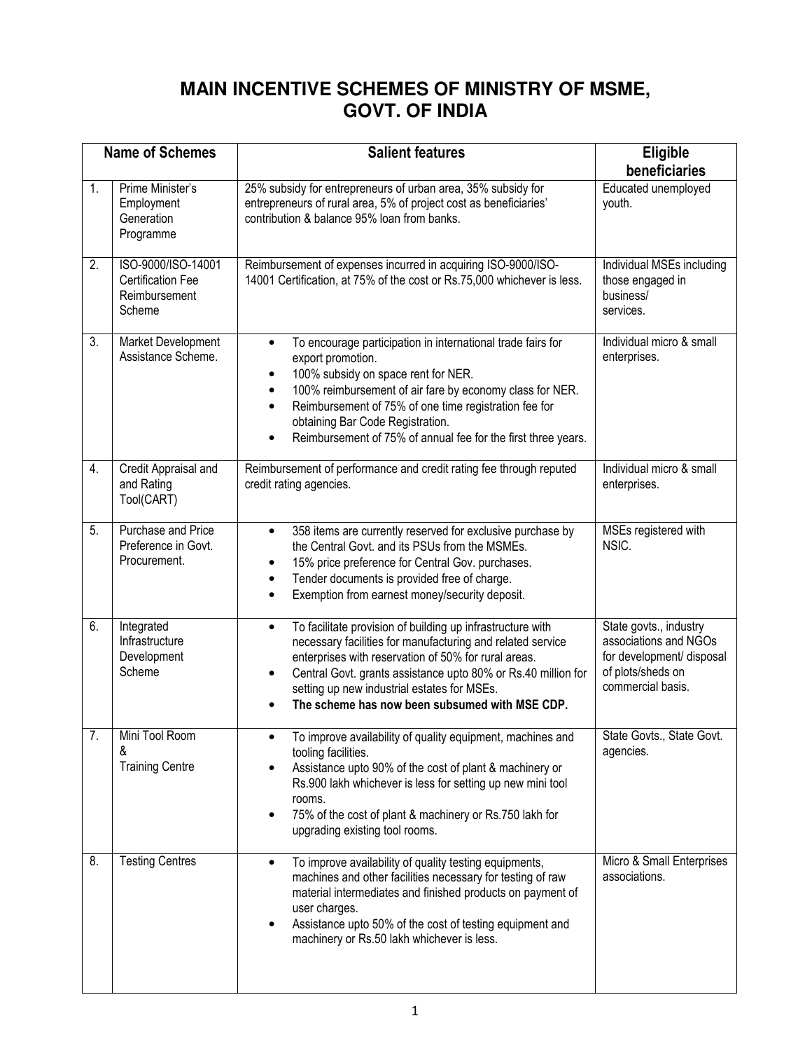# MAIN INCENTIVE SCHEMES OF MINISTRY OF MSME, GOVT. OF INDIA

| | Name of Schemes | Salient features | Eligible beneficiaries |
|---|---|---|---|
| 1. | Prime Minister's Employment Generation Programme | 25% subsidy for entrepreneurs of urban area, 35% subsidy for entrepreneurs of rural area, 5% of project cost as beneficiaries' contribution & balance 95% loan from banks. | Educated unemployed youth. |
| 2. | ISO-9000/ISO-14001 Certification Fee Reimbursement Scheme | Reimbursement of expenses incurred in acquiring ISO-9000/ISO-14001 Certification, at 75% of the cost or Rs.75,000 whichever is less. | Individual MSEs including those engaged in business/ services. |
| 3. | Market Development Assistance Scheme. | • To encourage participation in international trade fairs for export promotion.<br>• 100% subsidy on space rent for NER.<br>• 100% reimbursement of air fare by economy class for NER.<br>• Reimbursement of 75% of one time registration fee for obtaining Bar Code Registration.<br>• Reimbursement of 75% of annual fee for the first three years. | Individual micro & small enterprises. |
| 4. | Credit Appraisal and and Rating Tool(CART) | Reimbursement of performance and credit rating fee through reputed credit rating agencies. | Individual micro & small enterprises. |
| 5. | Purchase and Price Preference in Govt. Procurement. | • 358 items are currently reserved for exclusive purchase by the Central Govt. and its PSUs from the MSMEs.<br>• 15% price preference for Central Gov. purchases.<br>• Tender documents is provided free of charge.<br>• Exemption from earnest money/security deposit. | MSEs registered with NSIC. |
| 6. | Integrated Infrastructure Development Scheme | • To facilitate provision of building up infrastructure with necessary facilities for manufacturing and related service enterprises with reservation of 50% for rural areas.<br>• Central Govt. grants assistance upto 80% or Rs.40 million for setting up new industrial estates for MSEs.<br>• **The scheme has now been subsumed with MSE CDP.** | State govts., industry associations and NGOs for development/ disposal of plots/sheds on commercial basis. |
| 7. | Mini Tool Room & Training Centre | • To improve availability of quality equipment, machines and tooling facilities.<br>• Assistance upto 90% of the cost of plant & machinery or Rs.900 lakh whichever is less for setting up new mini tool rooms.<br>• 75% of the cost of plant & machinery or Rs.750 lakh for upgrading existing tool rooms. | State Govts., State Govt. agencies. |
| 8. | Testing Centres | • To improve availability of quality testing equipments, machines and other facilities necessary for testing of raw material intermediates and finished products on payment of user charges.<br>• Assistance upto 50% of the cost of testing equipment and machinery or Rs.50 lakh whichever is less. | Micro & Small Enterprises associations. |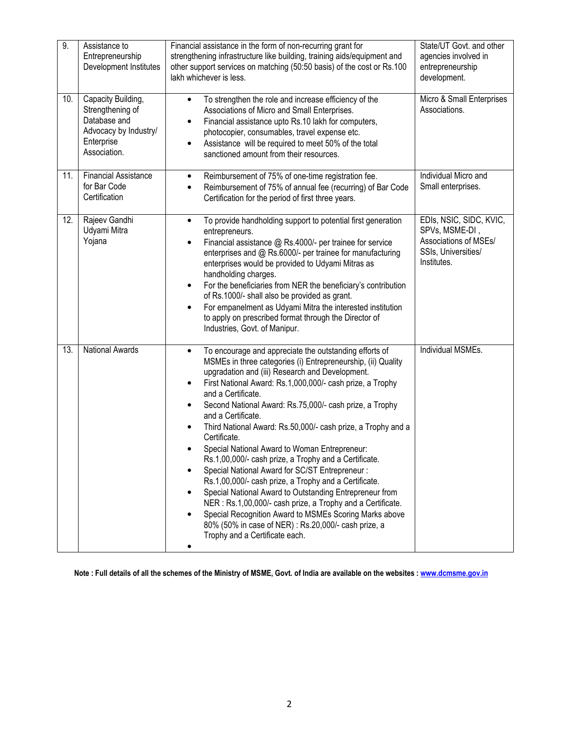| | | | |
|---|---|---|---|
| 9. | Assistance to Entrepreneurship Development Institutes | Financial assistance in the form of non-recurring grant for strengthening infrastructure like building, training aids/equipment and other support services on matching (50:50 basis) of the cost or Rs.100 lakh whichever is less. | State/UT Govt. and other agencies involved in entrepreneurship development. |
| 10. | Capacity Building, Strengthening of Database and Advocacy by Industry/ Enterprise Association. | • To strengthen the role and increase efficiency of the Associations of Micro and Small Enterprises.<br>• Financial assistance upto Rs.10 lakh for computers, photocopier, consumables, travel expense etc.<br>• Assistance will be required to meet 50% of the total sanctioned amount from their resources. | Micro & Small Enterprises Associations. |
| 11. | Financial Assistance for Bar Code Certification | • Reimbursement of 75% of one-time registration fee.<br>• Reimbursement of 75% of annual fee (recurring) of Bar Code Certification for the period of first three years. | Individual Micro and Small enterprises. |
| 12. | Rajeev Gandhi Udyami Mitra Yojana | • To provide handholding support to potential first generation entrepreneurs.<br>• Financial assistance @ Rs.4000/- per trainee for service enterprises and @ Rs.6000/- per trainee for manufacturing enterprises would be provided to Udyami Mitras as handholding charges.<br>• For the beneficiaries from NER the beneficiary's contribution of Rs.1000/- shall also be provided as grant.<br>• For empanelment as Udyami Mitra the interested institution to apply on prescribed format through the Director of Industries, Govt. of Manipur. | EDIs, NSIC, SIDC, KVIC, SPVs, MSME-DI , Associations of MSEs/ SSIs, Universities/ Institutes. |
| 13. | National Awards | • To encourage and appreciate the outstanding efforts of MSMEs in three categories (i) Entrepreneurship, (ii) Quality upgradation and (iii) Research and Development.<br>• First National Award: Rs.1,000,000/- cash prize, a Trophy and a Certificate.<br>• Second National Award: Rs.75,000/- cash prize, a Trophy and a Certificate.<br>• Third National Award: Rs.50,000/- cash prize, a Trophy and a Certificate.<br>• Special National Award to Woman Entrepreneur: Rs.1,00,000/- cash prize, a Trophy and a Certificate.<br>• Special National Award for SC/ST Entrepreneur : Rs.1,00,000/- cash prize, a Trophy and a Certificate.<br>• Special National Award to Outstanding Entrepreneur from NER : Rs.1,00,000/- cash prize, a Trophy and a Certificate.<br>• Special Recognition Award to MSMEs Scoring Marks above 80% (50% in case of NER) : Rs.20,000/- cash prize, a Trophy and a Certificate each.<br>• | Individual MSMEs. |

**Note : Full details of all the schemes of the Ministry of MSME, Govt. of India are available on the websites : [www.dcmsme.gov.in](http://www.dcmsme.gov.in)**